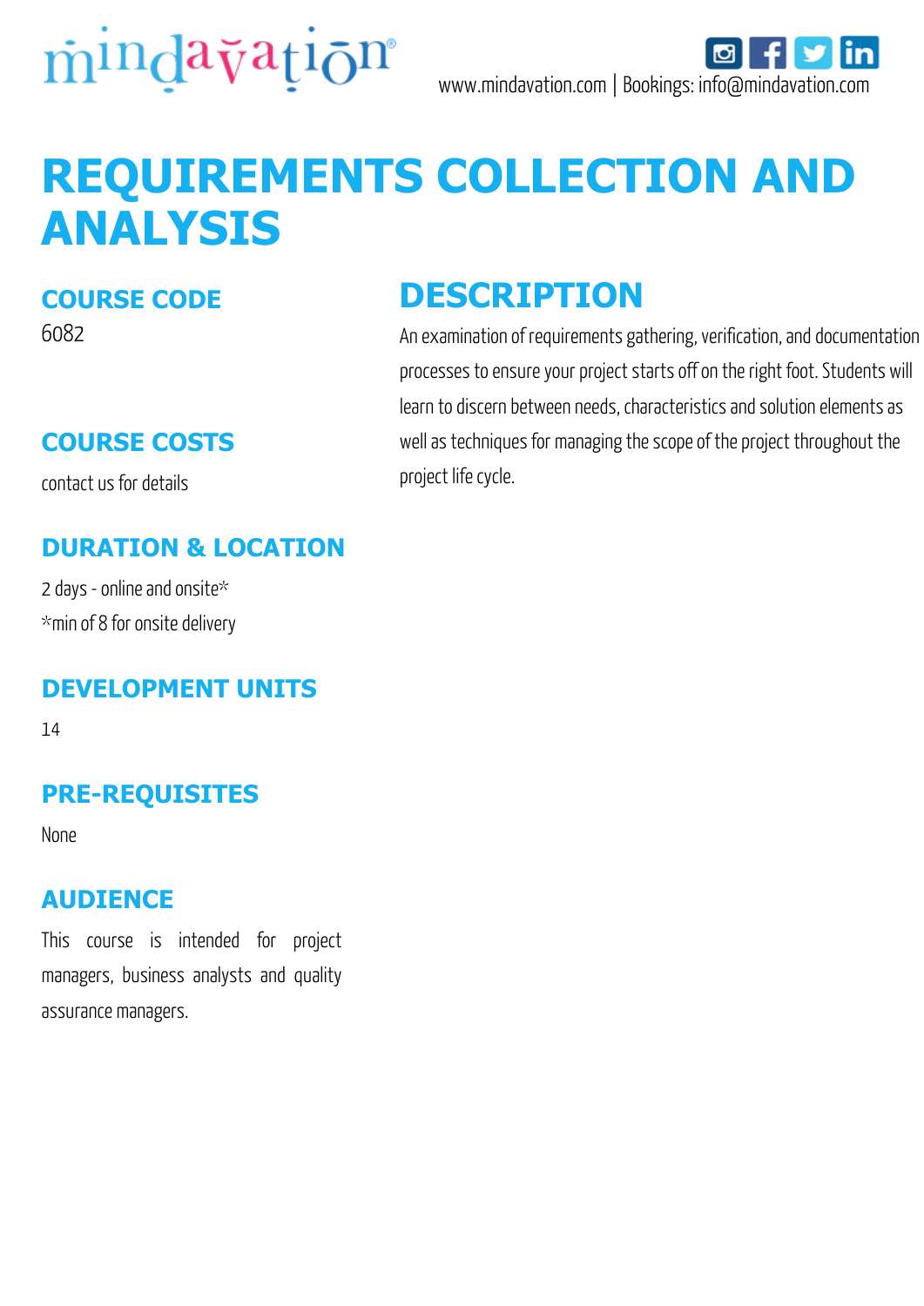mindavation®

www.mindavation.com | Bookings: info@mindavation.com

# REQUIREMENTS COLLECTION AND ANALYSIS

## COURSE CODE

6082

## COURSE COSTS

contact us for details

## DURATION & LOCATION

2 days - online and onsite*

*min of 8 for onsite delivery

## DEVELOPMENT UNITS

14

## PRE-REQUISITES

None

## AUDIENCE

This course is intended for project managers, business analysts and quality assurance managers.

## DESCRIPTION

An examination of requirements gathering, verification, and documentation processes to ensure your project starts off on the right foot. Students will learn to discern between needs, characteristics and solution elements as well as techniques for managing the scope of the project throughout the project life cycle.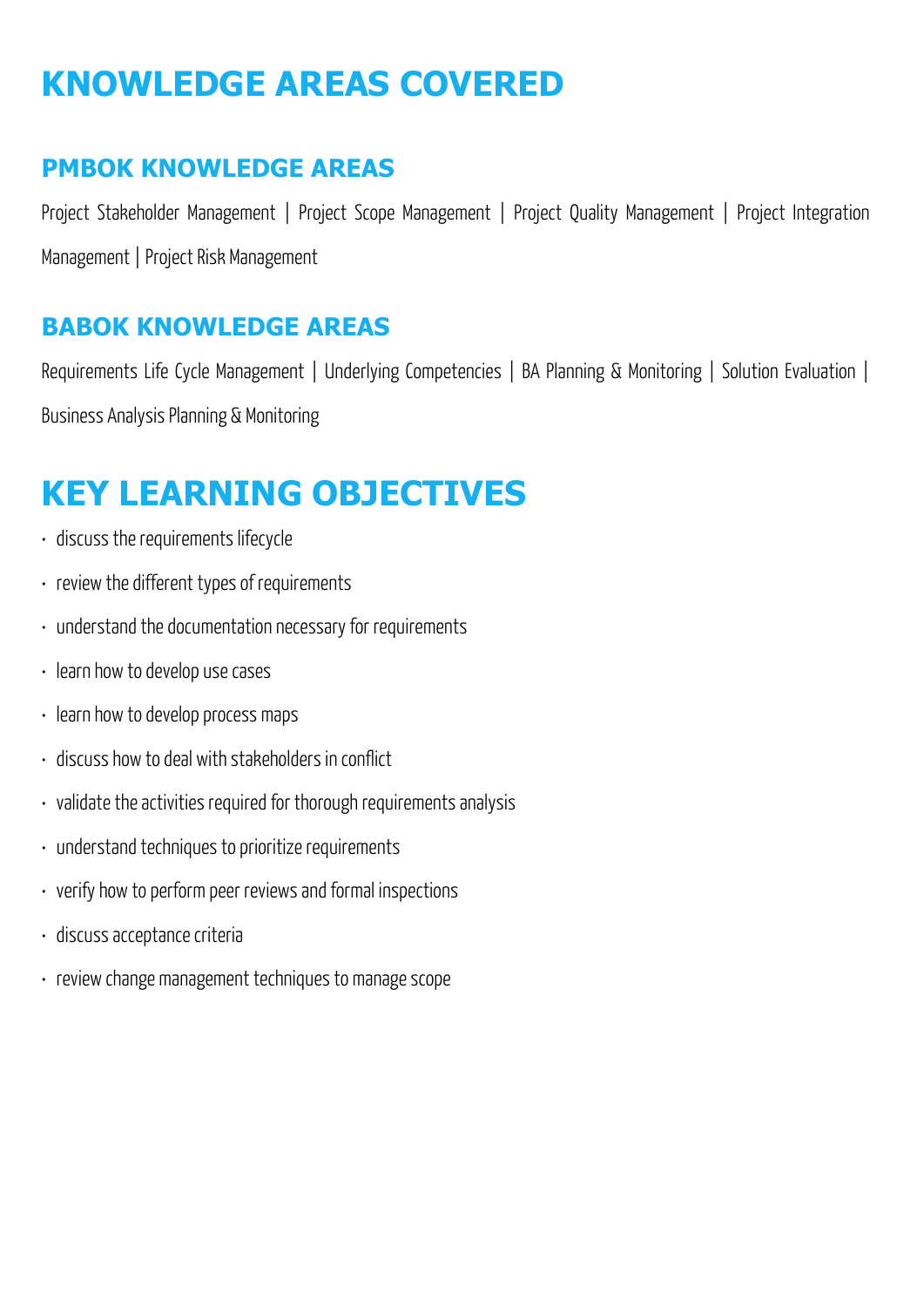# KNOWLEDGE AREAS COVERED

## PMBOK KNOWLEDGE AREAS

Project Stakeholder Management | Project Scope Management | Project Quality Management | Project Integration Management | Project Risk Management

## BABOK KNOWLEDGE AREAS

Requirements Life Cycle Management | Underlying Competencies | BA Planning & Monitoring | Solution Evaluation | Business Analysis Planning & Monitoring

# KEY LEARNING OBJECTIVES

- discuss the requirements lifecycle
- review the different types of requirements
- understand the documentation necessary for requirements
- learn how to develop use cases
- learn how to develop process maps
- discuss how to deal with stakeholders in conflict
- validate the activities required for thorough requirements analysis
- understand techniques to prioritize requirements
- verify how to perform peer reviews and formal inspections
- discuss acceptance criteria
- review change management techniques to manage scope